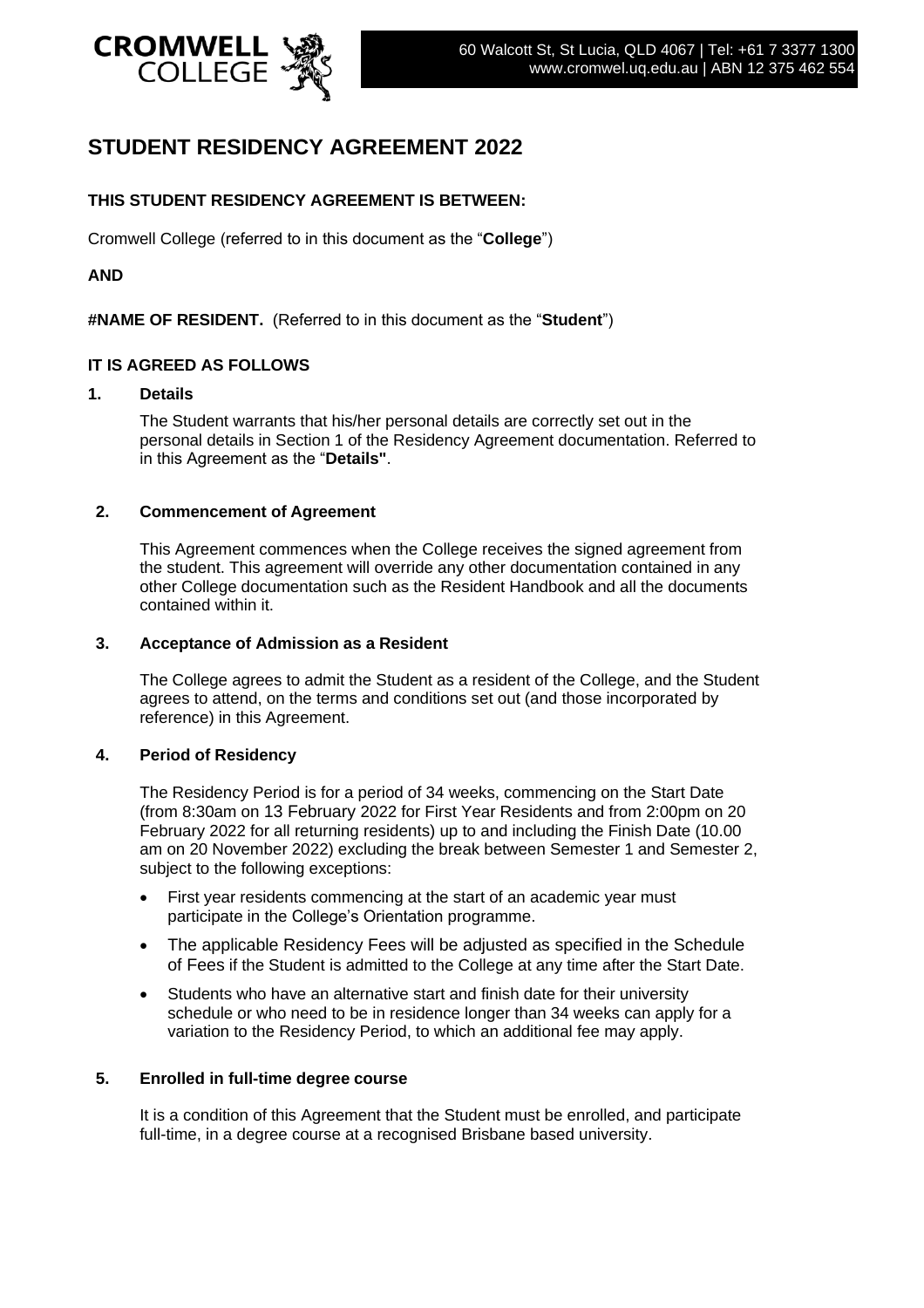CROMWELL COLLEGE

60 Walcott St, St Lucia, QLD 4067 | Tel: +61 7 3377 1300
www.cromwel.uq.edu.au | ABN 12 375 462 554

# STUDENT RESIDENCY AGREEMENT 2022

**THIS STUDENT RESIDENCY AGREEMENT IS BETWEEN:**

Cromwell College (referred to in this document as the "**College**")

**AND**

**#NAME OF RESIDENT.** (Referred to in this document as the "**Student**")

**IT IS AGREED AS FOLLOWS**

**1. Details**

The Student warrants that his/her personal details are correctly set out in the personal details in Section 1 of the Residency Agreement documentation. Referred to in this Agreement as the "**Details"**.

**2. Commencement of Agreement**

This Agreement commences when the College receives the signed agreement from the student. This agreement will override any other documentation contained in any other College documentation such as the Resident Handbook and all the documents contained within it.

**3. Acceptance of Admission as a Resident**

The College agrees to admit the Student as a resident of the College, and the Student agrees to attend, on the terms and conditions set out (and those incorporated by reference) in this Agreement.

**4. Period of Residency**

The Residency Period is for a period of 34 weeks, commencing on the Start Date (from 8:30am on 13 February 2022 for First Year Residents and from 2:00pm on 20 February 2022 for all returning residents) up to and including the Finish Date (10.00 am on 20 November 2022) excluding the break between Semester 1 and Semester 2, subject to the following exceptions:

- First year residents commencing at the start of an academic year must participate in the College's Orientation programme.
- The applicable Residency Fees will be adjusted as specified in the Schedule of Fees if the Student is admitted to the College at any time after the Start Date.
- Students who have an alternative start and finish date for their university schedule or who need to be in residence longer than 34 weeks can apply for a variation to the Residency Period, to which an additional fee may apply.

**5. Enrolled in full-time degree course**

It is a condition of this Agreement that the Student must be enrolled, and participate full-time, in a degree course at a recognised Brisbane based university.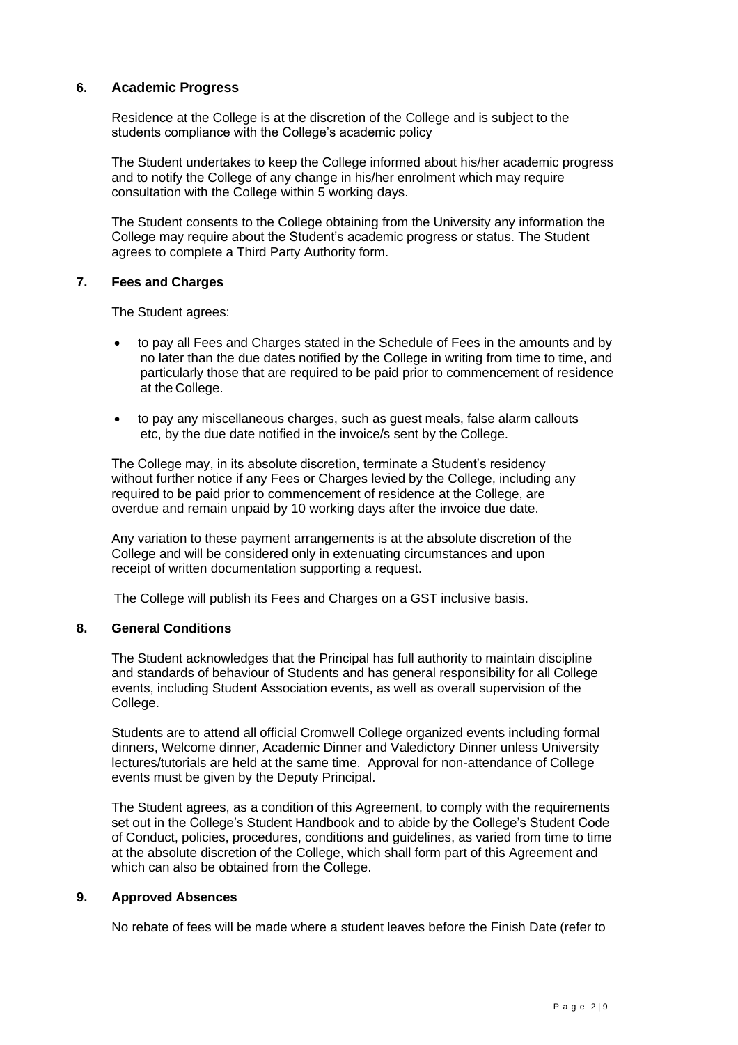## 6. Academic Progress

Residence at the College is at the discretion of the College and is subject to the students compliance with the College's academic policy

The Student undertakes to keep the College informed about his/her academic progress and to notify the College of any change in his/her enrolment which may require consultation with the College within 5 working days.

The Student consents to the College obtaining from the University any information the College may require about the Student's academic progress or status. The Student agrees to complete a Third Party Authority form.

## 7. Fees and Charges

The Student agrees:

- to pay all Fees and Charges stated in the Schedule of Fees in the amounts and by no later than the due dates notified by the College in writing from time to time, and particularly those that are required to be paid prior to commencement of residence at the College.
- to pay any miscellaneous charges, such as guest meals, false alarm callouts etc, by the due date notified in the invoice/s sent by the College.

The College may, in its absolute discretion, terminate a Student's residency without further notice if any Fees or Charges levied by the College, including any required to be paid prior to commencement of residence at the College, are overdue and remain unpaid by 10 working days after the invoice due date.

Any variation to these payment arrangements is at the absolute discretion of the College and will be considered only in extenuating circumstances and upon receipt of written documentation supporting a request.

The College will publish its Fees and Charges on a GST inclusive basis.

## 8. General Conditions

The Student acknowledges that the Principal has full authority to maintain discipline and standards of behaviour of Students and has general responsibility for all College events, including Student Association events, as well as overall supervision of the College.

Students are to attend all official Cromwell College organized events including formal dinners, Welcome dinner, Academic Dinner and Valedictory Dinner unless University lectures/tutorials are held at the same time. Approval for non-attendance of College events must be given by the Deputy Principal.

The Student agrees, as a condition of this Agreement, to comply with the requirements set out in the College's Student Handbook and to abide by the College's Student Code of Conduct, policies, procedures, conditions and guidelines, as varied from time to time at the absolute discretion of the College, which shall form part of this Agreement and which can also be obtained from the College.

## 9. Approved Absences

No rebate of fees will be made where a student leaves before the Finish Date (refer to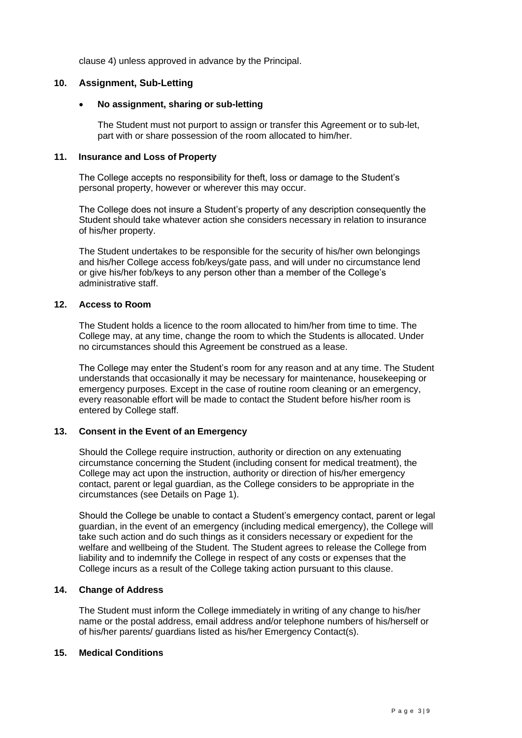clause 4) unless approved in advance by the Principal.

## 10. Assignment, Sub-Letting

- **No assignment, sharing or sub-letting**

  The Student must not purport to assign or transfer this Agreement or to sub-let, part with or share possession of the room allocated to him/her.

## 11. Insurance and Loss of Property

The College accepts no responsibility for theft, loss or damage to the Student's personal property, however or wherever this may occur.

The College does not insure a Student's property of any description consequently the Student should take whatever action she considers necessary in relation to insurance of his/her property.

The Student undertakes to be responsible for the security of his/her own belongings and his/her College access fob/keys/gate pass, and will under no circumstance lend or give his/her fob/keys to any person other than a member of the College's administrative staff.

## 12. Access to Room

The Student holds a licence to the room allocated to him/her from time to time. The College may, at any time, change the room to which the Students is allocated. Under no circumstances should this Agreement be construed as a lease.

The College may enter the Student's room for any reason and at any time. The Student understands that occasionally it may be necessary for maintenance, housekeeping or emergency purposes. Except in the case of routine room cleaning or an emergency, every reasonable effort will be made to contact the Student before his/her room is entered by College staff.

## 13. Consent in the Event of an Emergency

Should the College require instruction, authority or direction on any extenuating circumstance concerning the Student (including consent for medical treatment), the College may act upon the instruction, authority or direction of his/her emergency contact, parent or legal guardian, as the College considers to be appropriate in the circumstances (see Details on Page 1).

Should the College be unable to contact a Student's emergency contact, parent or legal guardian, in the event of an emergency (including medical emergency), the College will take such action and do such things as it considers necessary or expedient for the welfare and wellbeing of the Student. The Student agrees to release the College from liability and to indemnify the College in respect of any costs or expenses that the College incurs as a result of the College taking action pursuant to this clause.

## 14. Change of Address

The Student must inform the College immediately in writing of any change to his/her name or the postal address, email address and/or telephone numbers of his/herself or of his/her parents/ guardians listed as his/her Emergency Contact(s).

## 15. Medical Conditions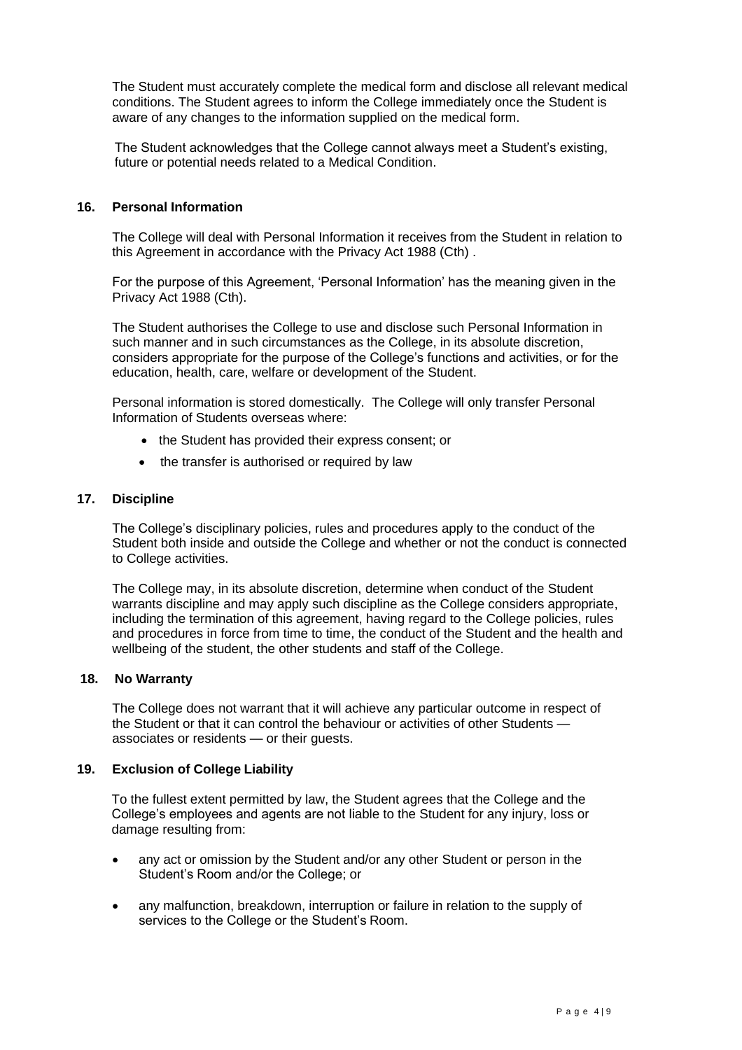The Student must accurately complete the medical form and disclose all relevant medical conditions. The Student agrees to inform the College immediately once the Student is aware of any changes to the information supplied on the medical form.

The Student acknowledges that the College cannot always meet a Student's existing, future or potential needs related to a Medical Condition.

## 16. Personal Information

The College will deal with Personal Information it receives from the Student in relation to this Agreement in accordance with the Privacy Act 1988 (Cth) .

For the purpose of this Agreement, 'Personal Information' has the meaning given in the Privacy Act 1988 (Cth).

The Student authorises the College to use and disclose such Personal Information in such manner and in such circumstances as the College, in its absolute discretion, considers appropriate for the purpose of the College's functions and activities, or for the education, health, care, welfare or development of the Student.

Personal information is stored domestically. The College will only transfer Personal Information of Students overseas where:

- the Student has provided their express consent; or
- the transfer is authorised or required by law

## 17. Discipline

The College's disciplinary policies, rules and procedures apply to the conduct of the Student both inside and outside the College and whether or not the conduct is connected to College activities.

The College may, in its absolute discretion, determine when conduct of the Student warrants discipline and may apply such discipline as the College considers appropriate, including the termination of this agreement, having regard to the College policies, rules and procedures in force from time to time, the conduct of the Student and the health and wellbeing of the student, the other students and staff of the College.

## 18. No Warranty

The College does not warrant that it will achieve any particular outcome in respect of the Student or that it can control the behaviour or activities of other Students — associates or residents — or their guests.

## 19. Exclusion of College Liability

To the fullest extent permitted by law, the Student agrees that the College and the College's employees and agents are not liable to the Student for any injury, loss or damage resulting from:

- any act or omission by the Student and/or any other Student or person in the Student's Room and/or the College; or
- any malfunction, breakdown, interruption or failure in relation to the supply of services to the College or the Student's Room.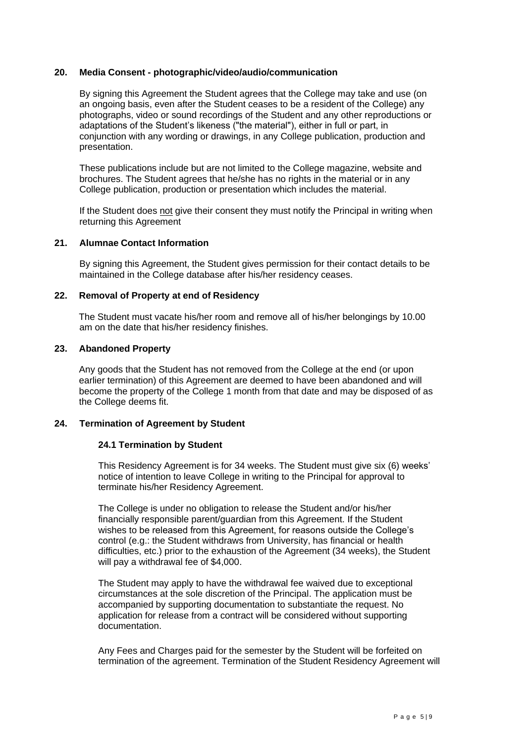## 20. Media Consent - photographic/video/audio/communication

By signing this Agreement the Student agrees that the College may take and use (on an ongoing basis, even after the Student ceases to be a resident of the College) any photographs, video or sound recordings of the Student and any other reproductions or adaptations of the Student's likeness ("the material"), either in full or part, in conjunction with any wording or drawings, in any College publication, production and presentation.

These publications include but are not limited to the College magazine, website and brochures. The Student agrees that he/she has no rights in the material or in any College publication, production or presentation which includes the material.

If the Student does <u>not</u> give their consent they must notify the Principal in writing when returning this Agreement

## 21. Alumnae Contact Information

By signing this Agreement, the Student gives permission for their contact details to be maintained in the College database after his/her residency ceases.

## 22. Removal of Property at end of Residency

The Student must vacate his/her room and remove all of his/her belongings by 10.00 am on the date that his/her residency finishes.

## 23. Abandoned Property

Any goods that the Student has not removed from the College at the end (or upon earlier termination) of this Agreement are deemed to have been abandoned and will become the property of the College 1 month from that date and may be disposed of as the College deems fit.

## 24. Termination of Agreement by Student

### 24.1 Termination by Student

This Residency Agreement is for 34 weeks. The Student must give six (6) weeks' notice of intention to leave College in writing to the Principal for approval to terminate his/her Residency Agreement.

The College is under no obligation to release the Student and/or his/her financially responsible parent/guardian from this Agreement. If the Student wishes to be released from this Agreement, for reasons outside the College's control (e.g.: the Student withdraws from University, has financial or health difficulties, etc.) prior to the exhaustion of the Agreement (34 weeks), the Student will pay a withdrawal fee of $4,000.

The Student may apply to have the withdrawal fee waived due to exceptional circumstances at the sole discretion of the Principal. The application must be accompanied by supporting documentation to substantiate the request. No application for release from a contract will be considered without supporting documentation.

Any Fees and Charges paid for the semester by the Student will be forfeited on termination of the agreement. Termination of the Student Residency Agreement will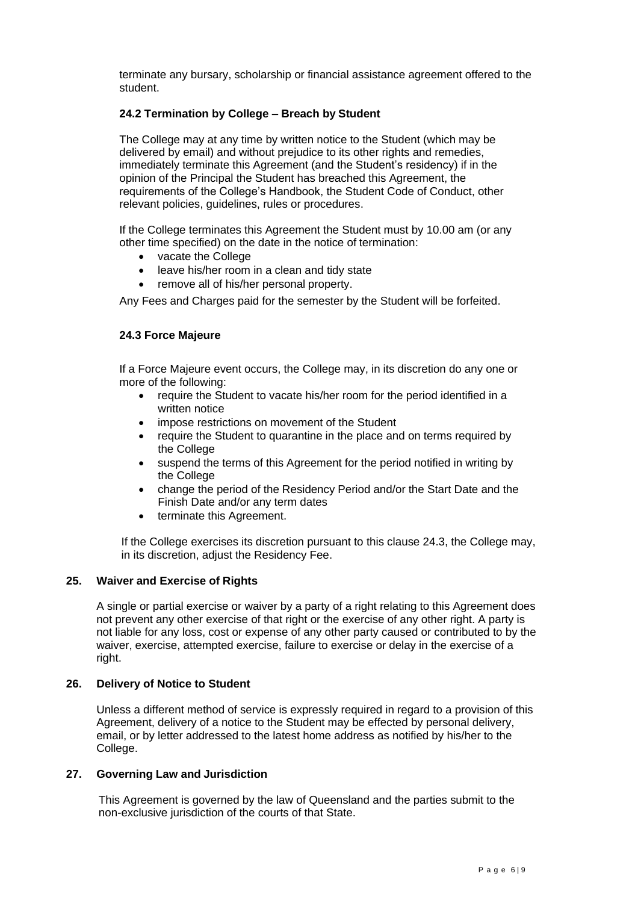terminate any bursary, scholarship or financial assistance agreement offered to the student.

### 24.2 Termination by College – Breach by Student

The College may at any time by written notice to the Student (which may be delivered by email) and without prejudice to its other rights and remedies, immediately terminate this Agreement (and the Student's residency) if in the opinion of the Principal the Student has breached this Agreement, the requirements of the College's Handbook, the Student Code of Conduct, other relevant policies, guidelines, rules or procedures.

If the College terminates this Agreement the Student must by 10.00 am (or any other time specified) on the date in the notice of termination:

- vacate the College
- leave his/her room in a clean and tidy state
- remove all of his/her personal property.

Any Fees and Charges paid for the semester by the Student will be forfeited.

### 24.3 Force Majeure

If a Force Majeure event occurs, the College may, in its discretion do any one or more of the following:

- require the Student to vacate his/her room for the period identified in a written notice
- impose restrictions on movement of the Student
- require the Student to quarantine in the place and on terms required by the College
- suspend the terms of this Agreement for the period notified in writing by the College
- change the period of the Residency Period and/or the Start Date and the Finish Date and/or any term dates
- terminate this Agreement.

If the College exercises its discretion pursuant to this clause 24.3, the College may, in its discretion, adjust the Residency Fee.

## 25. Waiver and Exercise of Rights

A single or partial exercise or waiver by a party of a right relating to this Agreement does not prevent any other exercise of that right or the exercise of any other right. A party is not liable for any loss, cost or expense of any other party caused or contributed to by the waiver, exercise, attempted exercise, failure to exercise or delay in the exercise of a right.

## 26. Delivery of Notice to Student

Unless a different method of service is expressly required in regard to a provision of this Agreement, delivery of a notice to the Student may be effected by personal delivery, email, or by letter addressed to the latest home address as notified by his/her to the College.

## 27. Governing Law and Jurisdiction

This Agreement is governed by the law of Queensland and the parties submit to the non-exclusive jurisdiction of the courts of that State.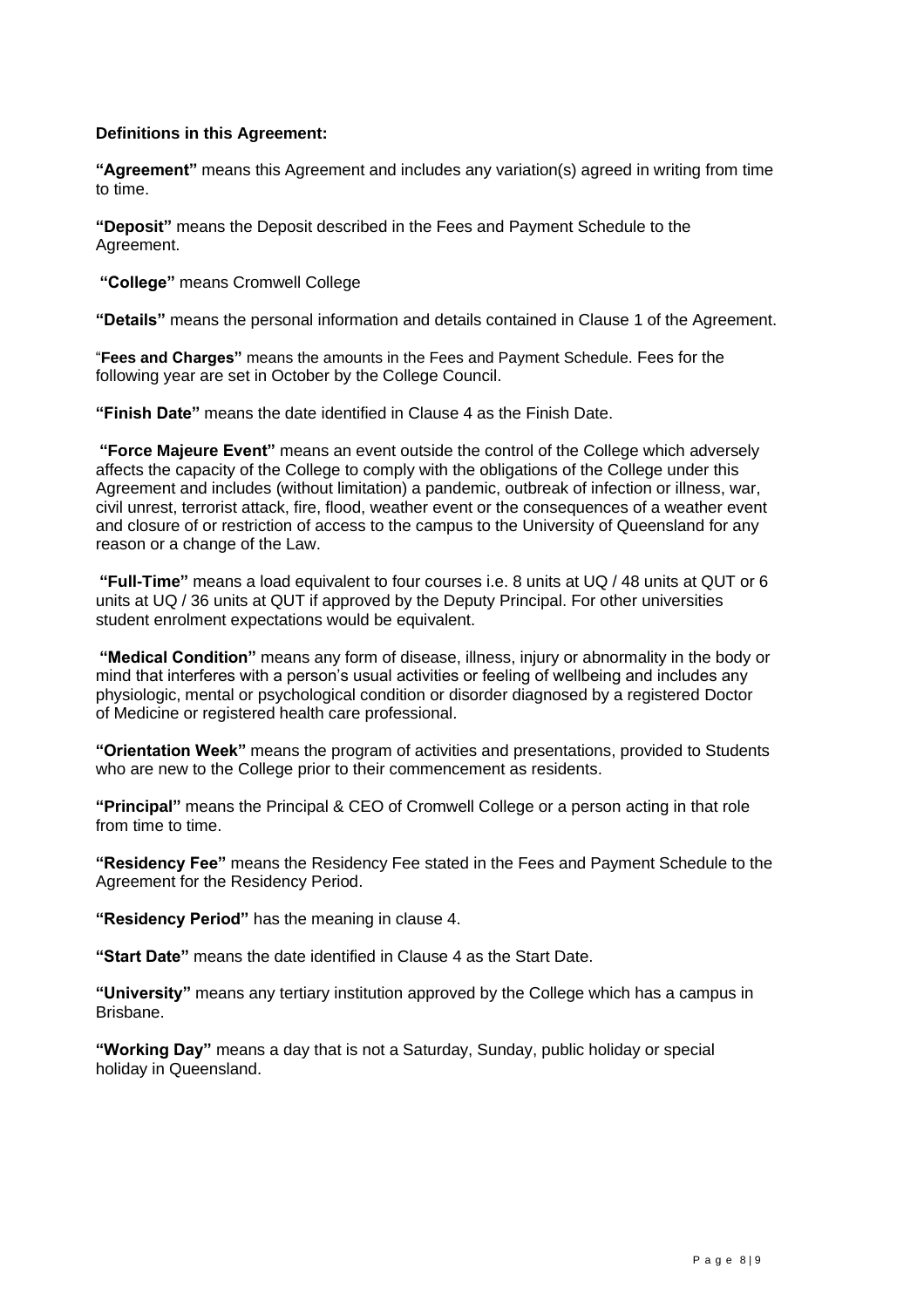**Definitions in this Agreement:**

**"Agreement"** means this Agreement and includes any variation(s) agreed in writing from time to time.

**"Deposit"** means the Deposit described in the Fees and Payment Schedule to the Agreement.

**"College"** means Cromwell College

**"Details"** means the personal information and details contained in Clause 1 of the Agreement.

"**Fees and Charges"** means the amounts in the Fees and Payment Schedule. Fees for the following year are set in October by the College Council.

**"Finish Date"** means the date identified in Clause 4 as the Finish Date.

**"Force Majeure Event"** means an event outside the control of the College which adversely affects the capacity of the College to comply with the obligations of the College under this Agreement and includes (without limitation) a pandemic, outbreak of infection or illness, war, civil unrest, terrorist attack, fire, flood, weather event or the consequences of a weather event and closure of or restriction of access to the campus to the University of Queensland for any reason or a change of the Law.

**"Full-Time"** means a load equivalent to four courses i.e. 8 units at UQ / 48 units at QUT or 6 units at UQ / 36 units at QUT if approved by the Deputy Principal. For other universities student enrolment expectations would be equivalent.

**"Medical Condition"** means any form of disease, illness, injury or abnormality in the body or mind that interferes with a person's usual activities or feeling of wellbeing and includes any physiologic, mental or psychological condition or disorder diagnosed by a registered Doctor of Medicine or registered health care professional.

**"Orientation Week"** means the program of activities and presentations, provided to Students who are new to the College prior to their commencement as residents.

**"Principal"** means the Principal & CEO of Cromwell College or a person acting in that role from time to time.

**"Residency Fee"** means the Residency Fee stated in the Fees and Payment Schedule to the Agreement for the Residency Period.

**"Residency Period"** has the meaning in clause 4.

**"Start Date"** means the date identified in Clause 4 as the Start Date.

**"University"** means any tertiary institution approved by the College which has a campus in Brisbane.

**"Working Day"** means a day that is not a Saturday, Sunday, public holiday or special holiday in Queensland.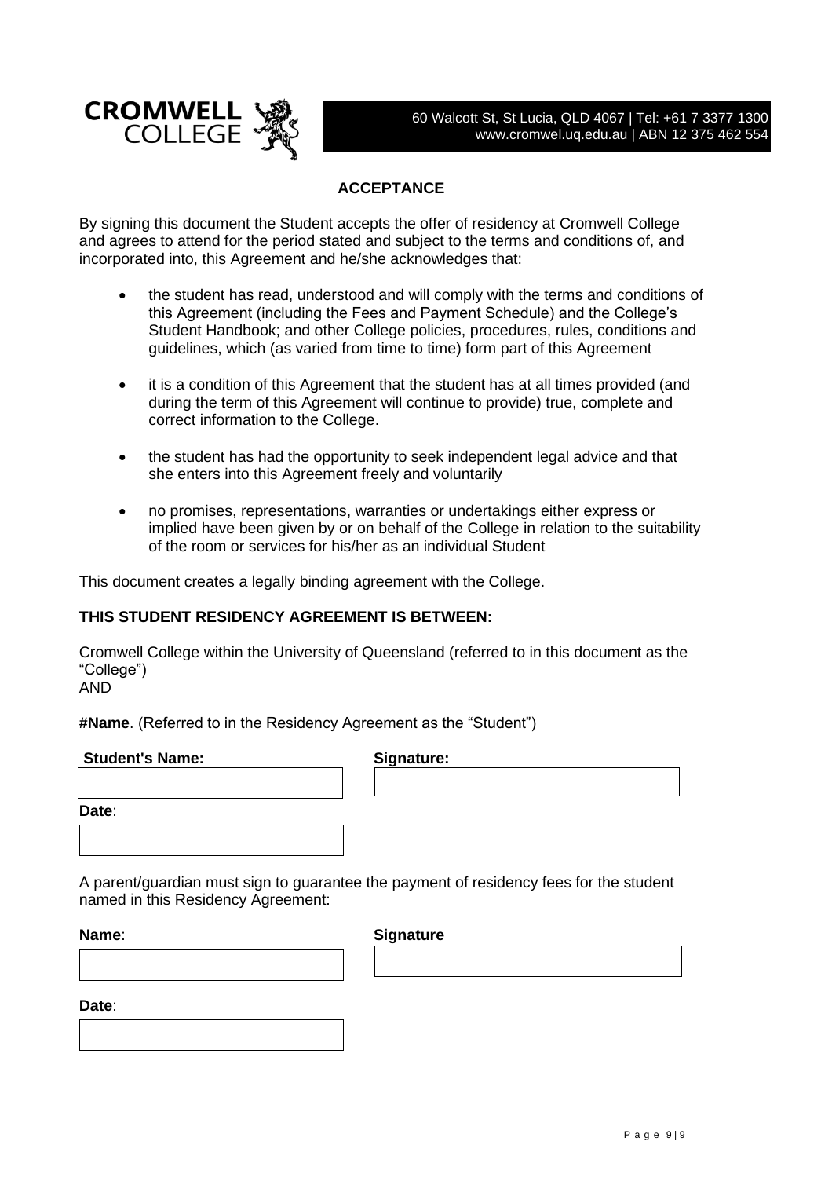CROMWELL COLLEGE

60 Walcott St, St Lucia, QLD 4067 | Tel: +61 7 3377 1300
www.cromwel.uq.edu.au | ABN 12 375 462 554

## ACCEPTANCE

By signing this document the Student accepts the offer of residency at Cromwell College and agrees to attend for the period stated and subject to the terms and conditions of, and incorporated into, this Agreement and he/she acknowledges that:

- the student has read, understood and will comply with the terms and conditions of this Agreement (including the Fees and Payment Schedule) and the College's Student Handbook; and other College policies, procedures, rules, conditions and guidelines, which (as varied from time to time) form part of this Agreement
- it is a condition of this Agreement that the student has at all times provided (and during the term of this Agreement will continue to provide) true, complete and correct information to the College.
- the student has had the opportunity to seek independent legal advice and that she enters into this Agreement freely and voluntarily
- no promises, representations, warranties or undertakings either express or implied have been given by or on behalf of the College in relation to the suitability of the room or services for his/her as an individual Student

This document creates a legally binding agreement with the College.

**THIS STUDENT RESIDENCY AGREEMENT IS BETWEEN:**

Cromwell College within the University of Queensland (referred to in this document as the "College")
AND

**#Name**. (Referred to in the Residency Agreement as the "Student")

**Student's Name:** ____________________ **Signature:** ____________________

**Date**: ____________________

A parent/guardian must sign to guarantee the payment of residency fees for the student named in this Residency Agreement:

**Name**: ____________________ **Signature** ____________________

**Date**: ____________________